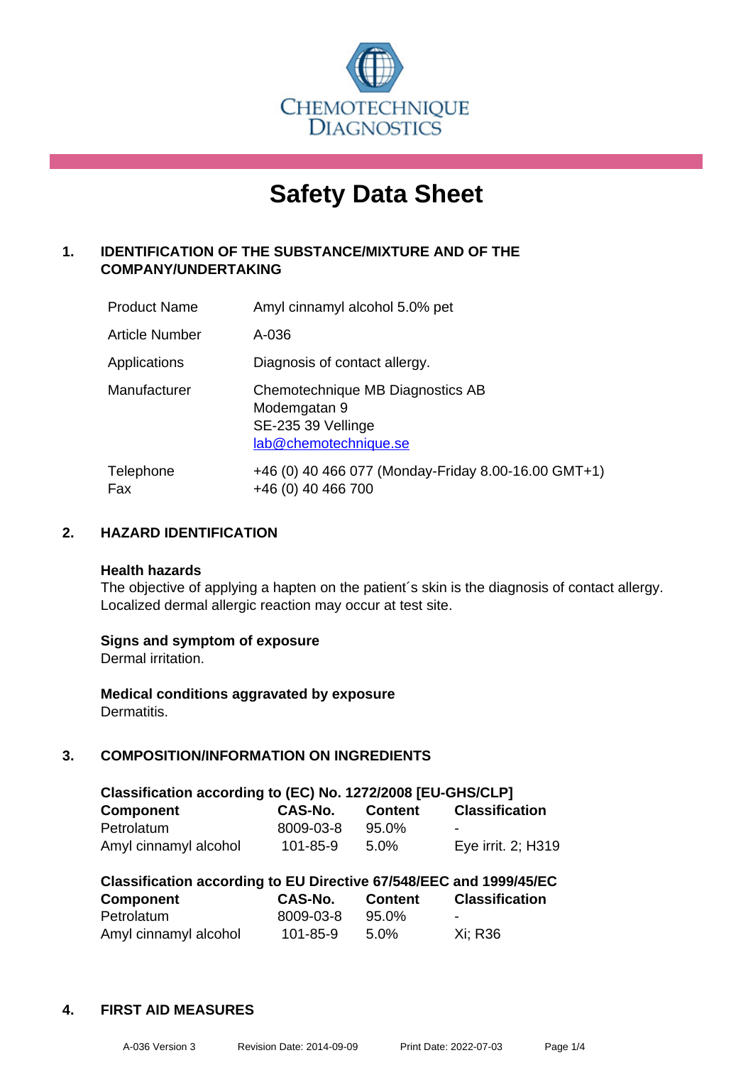CHEMOTECHNIQUE DIAGNOSTICS

# Safety Data Sheet

## 1. IDENTIFICATION OF THE SUBSTANCE/MIXTURE AND OF THE COMPANY/UNDERTAKING

| | |
|---|---|
| Product Name | Amyl cinnamyl alcohol 5.0% pet |
| Article Number | A-036 |
| Applications | Diagnosis of contact allergy. |
| Manufacturer | Chemotechnique MB Diagnostics AB<br>Modemgatan 9<br>SE-235 39 Vellinge<br>lab@chemotechnique.se |
| Telephone<br>Fax | +46 (0) 40 466 077 (Monday-Friday 8.00-16.00 GMT+1)<br>+46 (0) 40 466 700 |

## 2. HAZARD IDENTIFICATION

**Health hazards**
The objective of applying a hapten on the patient´s skin is the diagnosis of contact allergy. Localized dermal allergic reaction may occur at test site.

**Signs and symptom of exposure**
Dermal irritation.

**Medical conditions aggravated by exposure**
Dermatitis.

## 3. COMPOSITION/INFORMATION ON INGREDIENTS

**Classification according to (EC) No. 1272/2008 [EU-GHS/CLP]**

| Component | CAS-No. | Content | Classification |
|---|---|---|---|
| Petrolatum | 8009-03-8 | 95.0% | - |
| Amyl cinnamyl alcohol | 101-85-9 | 5.0% | Eye irrit. 2; H319 |

**Classification according to EU Directive 67/548/EEC and 1999/45/EC**

| Component | CAS-No. | Content | Classification |
|---|---|---|---|
| Petrolatum | 8009-03-8 | 95.0% | - |
| Amyl cinnamyl alcohol | 101-85-9 | 5.0% | Xi; R36 |

## 4. FIRST AID MEASURES

A-036 Version 3 Revision Date: 2014-09-09 Print Date: 2022-07-03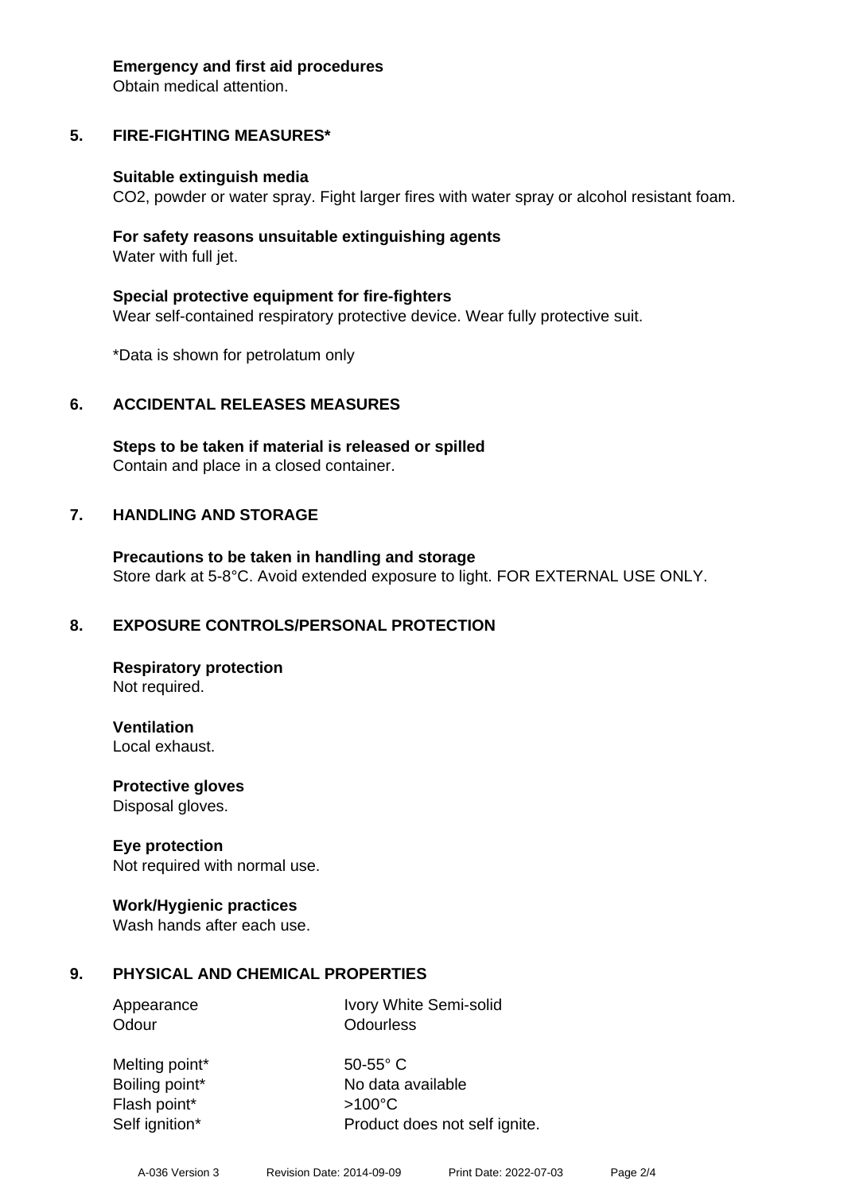**Emergency and first aid procedures**
Obtain medical attention.

## 5. FIRE-FIGHTING MEASURES*

**Suitable extinguish media**
$CO_2$, powder or water spray. Fight larger fires with water spray or alcohol resistant foam.

**For safety reasons unsuitable extinguishing agents**
Water with full jet.

**Special protective equipment for fire-fighters**
Wear self-contained respiratory protective device. Wear fully protective suit.

*Data is shown for petrolatum only

## 6. ACCIDENTAL RELEASES MEASURES

**Steps to be taken if material is released or spilled**
Contain and place in a closed container.

## 7. HANDLING AND STORAGE

**Precautions to be taken in handling and storage**
Store dark at 5-8°C. Avoid extended exposure to light. FOR EXTERNAL USE ONLY.

## 8. EXPOSURE CONTROLS/PERSONAL PROTECTION

**Respiratory protection**
Not required.

**Ventilation**
Local exhaust.

**Protective gloves**
Disposal gloves.

**Eye protection**
Not required with normal use.

**Work/Hygienic practices**
Wash hands after each use.

## 9. PHYSICAL AND CHEMICAL PROPERTIES

| | |
|---|---|
| Appearance | Ivory White Semi-solid |
| Odour | Odourless |
| Melting point* | 50-55° C |
| Boiling point* | No data available |
| Flash point* | >100°C |
| Self ignition* | Product does not self ignite. |

A-036 Version 3 Revision Date: 2014-09-09 Print Date: 2022-07-03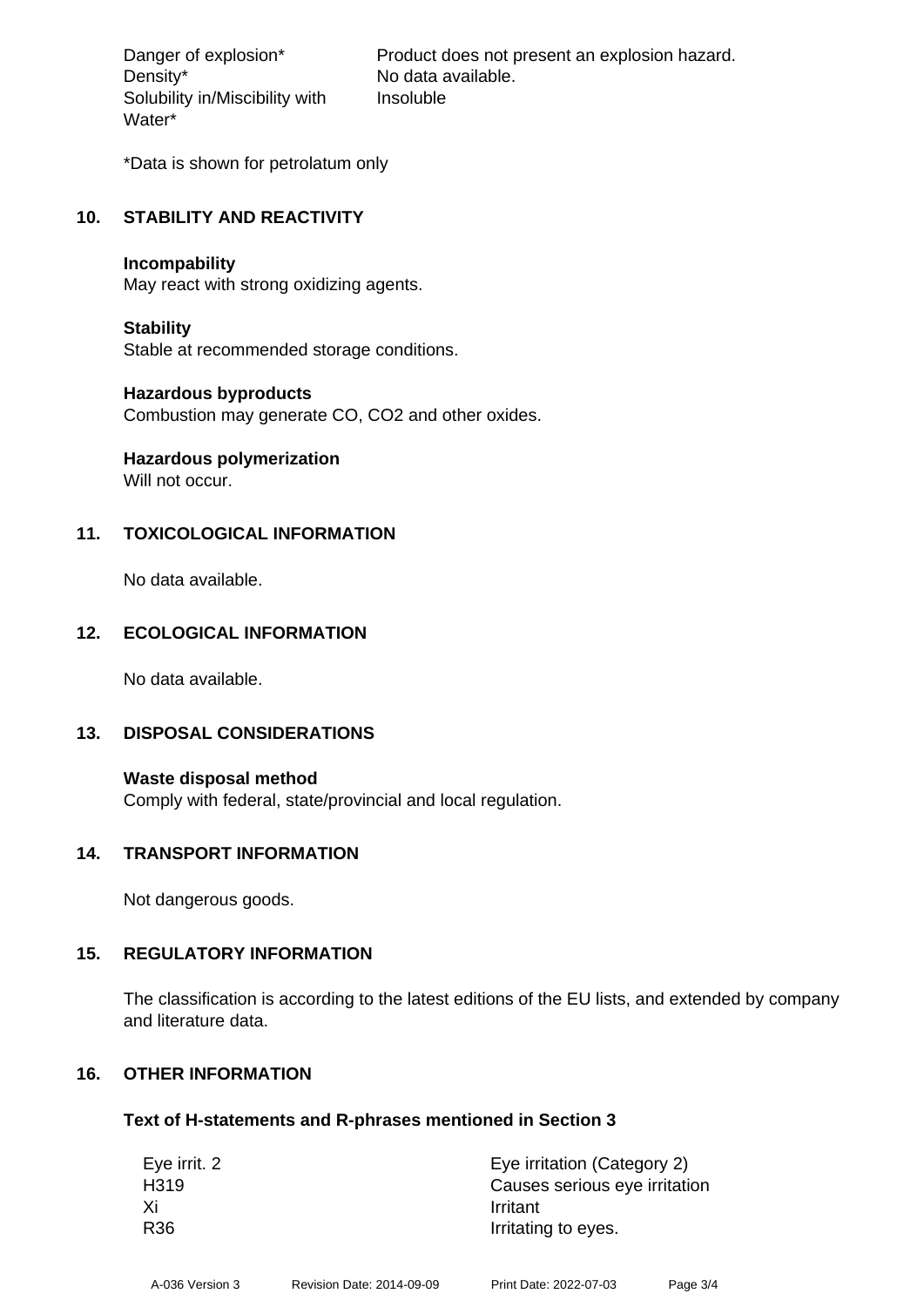| | |
|---|---|
| Danger of explosion* | Product does not present an explosion hazard. |
| Density* | No data available. |
| Solubility in/Miscibility with Water* | Insoluble |

*Data is shown for petrolatum only

## 10. STABILITY AND REACTIVITY

**Incompability**
May react with strong oxidizing agents.

**Stability**
Stable at recommended storage conditions.

**Hazardous byproducts**
Combustion may generate CO, $CO_2$ and other oxides.

**Hazardous polymerization**
Will not occur.

## 11. TOXICOLOGICAL INFORMATION

No data available.

## 12. ECOLOGICAL INFORMATION

No data available.

## 13. DISPOSAL CONSIDERATIONS

**Waste disposal method**
Comply with federal, state/provincial and local regulation.

## 14. TRANSPORT INFORMATION

Not dangerous goods.

## 15. REGULATORY INFORMATION

The classification is according to the latest editions of the EU lists, and extended by company and literature data.

## 16. OTHER INFORMATION

### Text of H-statements and R-phrases mentioned in Section 3

| | |
|---|---|
| Eye irrit. 2 | Eye irritation (Category 2) |
| H319 | Causes serious eye irritation |
| Xi | Irritant |
| R36 | Irritating to eyes. |

A-036 Version 3 Revision Date: 2014-09-09 Print Date: 2022-07-03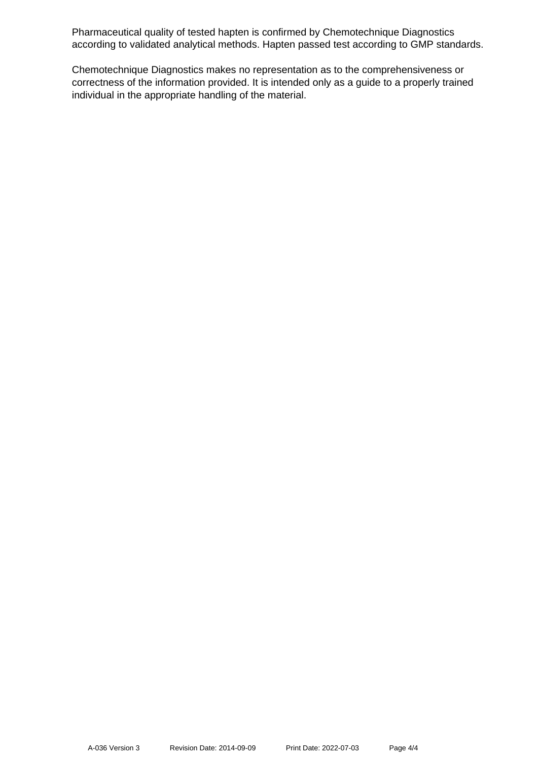Pharmaceutical quality of tested hapten is confirmed by Chemotechnique Diagnostics according to validated analytical methods. Hapten passed test according to GMP standards.

Chemotechnique Diagnostics makes no representation as to the comprehensiveness or correctness of the information provided. It is intended only as a guide to a properly trained individual in the appropriate handling of the material.